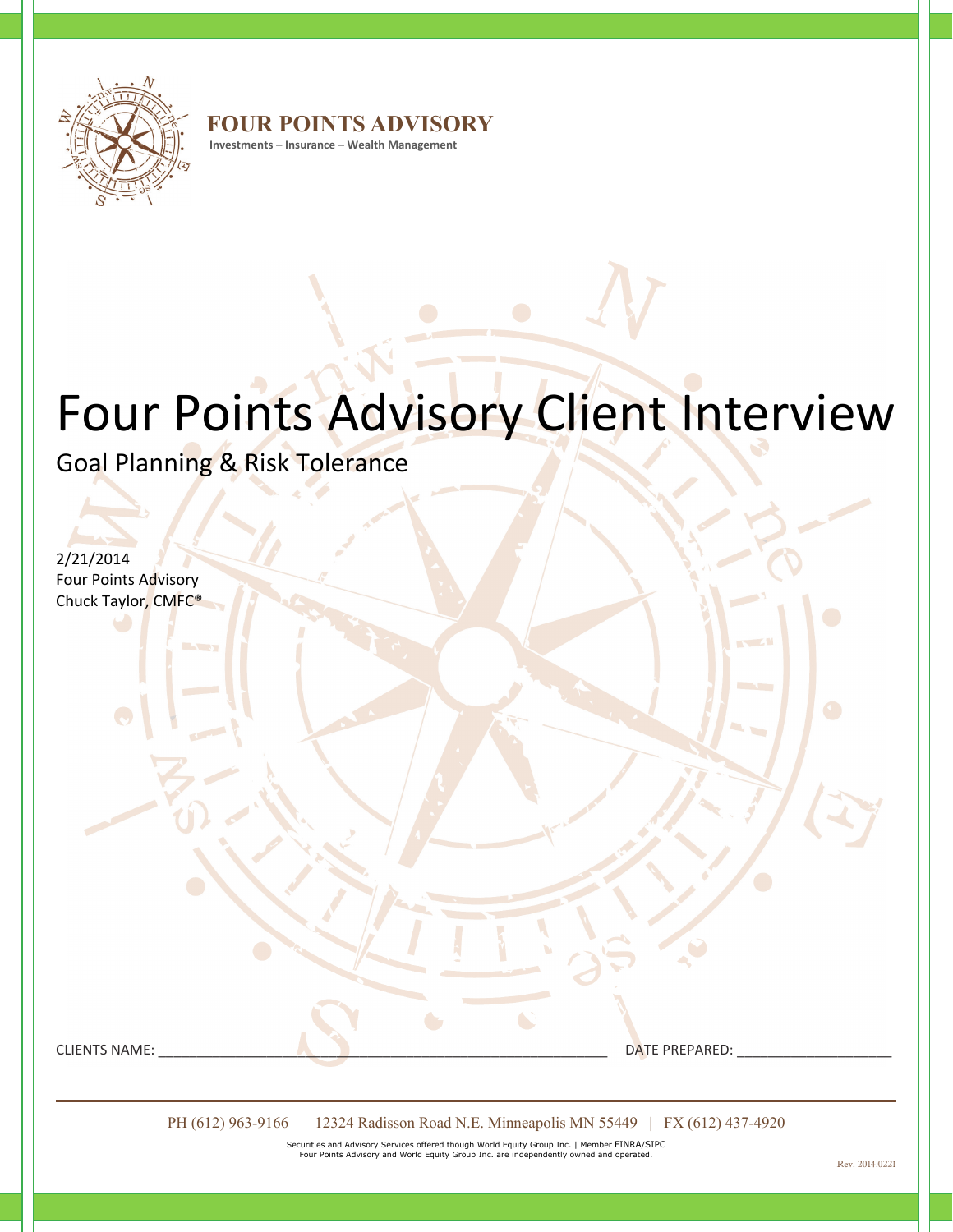**FOUR POINTS ADVISORY**

**Investments – Insurance – Wealth Management**

# Four Points Advisory Client Interview

## Goal Planning & Risk Tolerance

2/21/2014
Four Points Advisory
Chuck Taylor, CMFC®

CLIENTS NAME: ______________________________________________________ DATE PREPARED: ___________________

PH (612) 963-9166 | 12324 Radisson Road N.E. Minneapolis MN 55449 | FX (612) 437-4920

Securities and Advisory Services offered though World Equity Group Inc. | Member FINRA/SIPC
Four Points Advisory and World Equity Group Inc. are independently owned and operated.

Rev. 2014.0221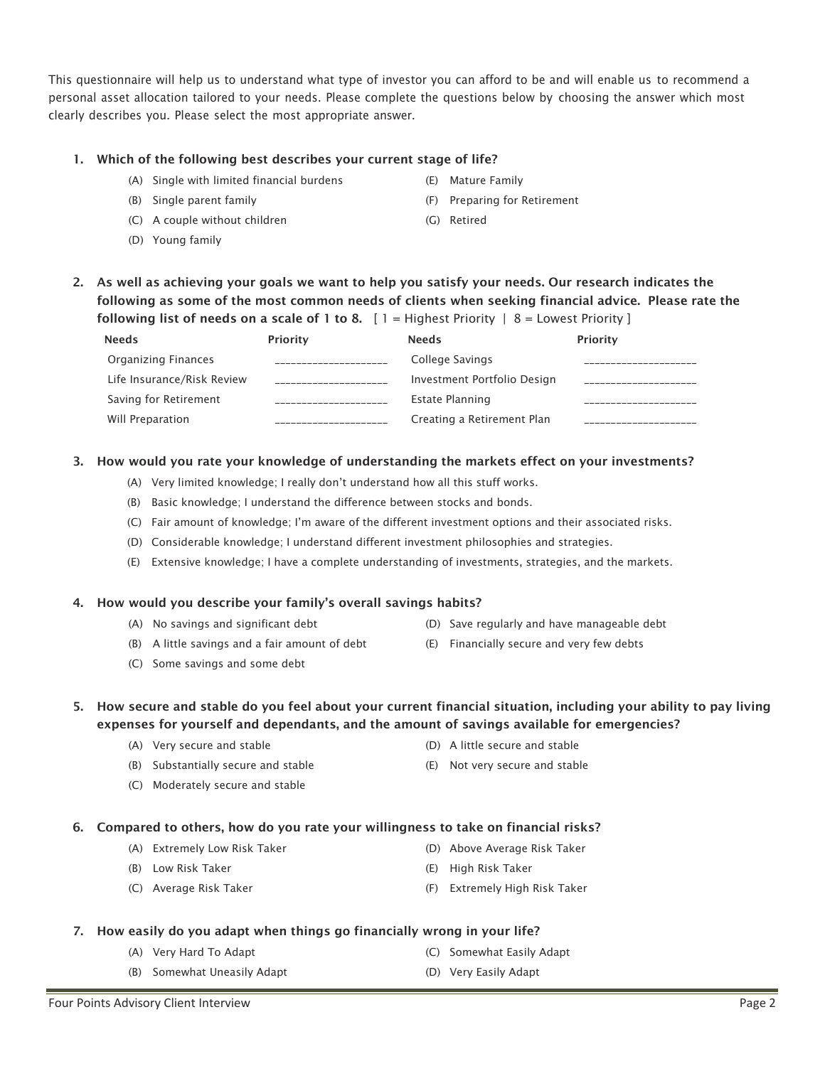This questionnaire will help us to understand what type of investor you can afford to be and will enable us to recommend a personal asset allocation tailored to your needs. Please complete the questions below by choosing the answer which most clearly describes you. Please select the most appropriate answer.

**1. Which of the following best describes your current stage of life?**

- (A) Single with limited financial burdens
- (B) Single parent family
- (C) A couple without children
- (D) Young family
- (E) Mature Family
- (F) Preparing for Retirement
- (G) Retired

**2. As well as achieving your goals we want to help you satisfy your needs. Our research indicates the following as some of the most common needs of clients when seeking financial advice. Please rate the following list of needs on a scale of 1 to 8.** [ 1 = Highest Priority | 8 = Lowest Priority ]

| Needs | Priority | Needs | Priority |
|---|---|---|---|
| Organizing Finances | ____________________ | College Savings | ____________________ |
| Life Insurance/Risk Review | ____________________ | Investment Portfolio Design | ____________________ |
| Saving for Retirement | ____________________ | Estate Planning | ____________________ |
| Will Preparation | ____________________ | Creating a Retirement Plan | ____________________ |

**3. How would you rate your knowledge of understanding the markets effect on your investments?**

- (A) Very limited knowledge; I really don't understand how all this stuff works.
- (B) Basic knowledge; I understand the difference between stocks and bonds.
- (C) Fair amount of knowledge; I'm aware of the different investment options and their associated risks.
- (D) Considerable knowledge; I understand different investment philosophies and strategies.
- (E) Extensive knowledge; I have a complete understanding of investments, strategies, and the markets.

**4. How would you describe your family's overall savings habits?**

- (A) No savings and significant debt
- (B) A little savings and a fair amount of debt
- (C) Some savings and some debt
- (D) Save regularly and have manageable debt
- (E) Financially secure and very few debts

**5. How secure and stable do you feel about your current financial situation, including your ability to pay living expenses for yourself and dependants, and the amount of savings available for emergencies?**

- (A) Very secure and stable
- (B) Substantially secure and stable
- (C) Moderately secure and stable
- (D) A little secure and stable
- (E) Not very secure and stable

**6. Compared to others, how do you rate your willingness to take on financial risks?**

- (A) Extremely Low Risk Taker
- (B) Low Risk Taker
- (C) Average Risk Taker
- (D) Above Average Risk Taker
- (E) High Risk Taker
- (F) Extremely High Risk Taker

**7. How easily do you adapt when things go financially wrong in your life?**

- (A) Very Hard To Adapt
- (B) Somewhat Uneasily Adapt
- (C) Somewhat Easily Adapt
- (D) Very Easily Adapt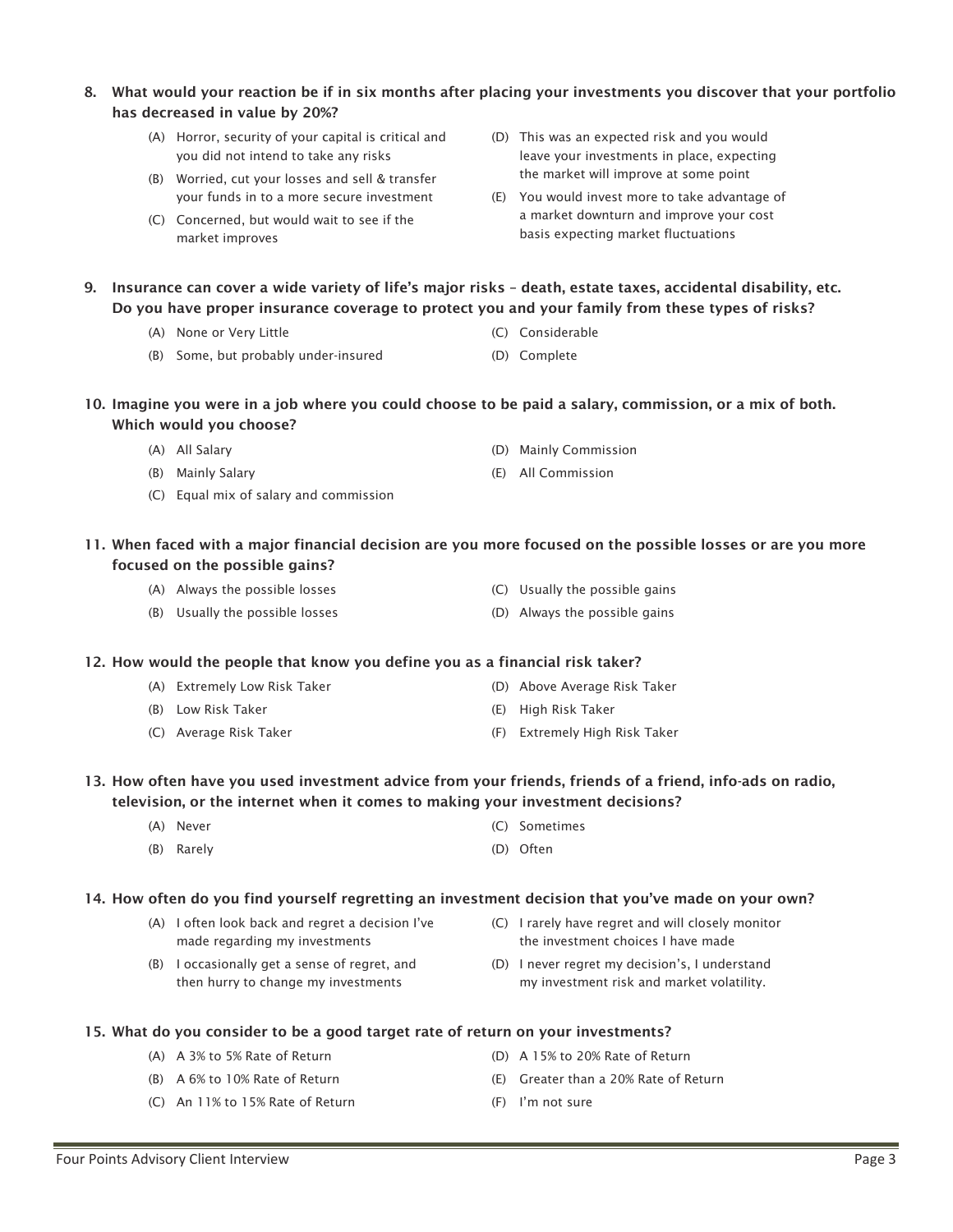**8. What would your reaction be if in six months after placing your investments you discover that your portfolio has decreased in value by 20%?**

- (A) Horror, security of your capital is critical and you did not intend to take any risks
- (B) Worried, cut your losses and sell & transfer your funds in to a more secure investment
- (C) Concerned, but would wait to see if the market improves
- (D) This was an expected risk and you would leave your investments in place, expecting the market will improve at some point
- (E) You would invest more to take advantage of a market downturn and improve your cost basis expecting market fluctuations

**9. Insurance can cover a wide variety of life's major risks – death, estate taxes, accidental disability, etc. Do you have proper insurance coverage to protect you and your family from these types of risks?**

- (A) None or Very Little
- (B) Some, but probably under-insured
- (C) Considerable
- (D) Complete

**10. Imagine you were in a job where you could choose to be paid a salary, commission, or a mix of both. Which would you choose?**

- (A) All Salary
- (B) Mainly Salary
- (C) Equal mix of salary and commission
- (D) Mainly Commission
- (E) All Commission

**11. When faced with a major financial decision are you more focused on the possible losses or are you more focused on the possible gains?**

- (A) Always the possible losses
- (B) Usually the possible losses
- (C) Usually the possible gains
- (D) Always the possible gains

**12. How would the people that know you define you as a financial risk taker?**

- (A) Extremely Low Risk Taker
- (B) Low Risk Taker
- (C) Average Risk Taker
- (D) Above Average Risk Taker
- (E) High Risk Taker
- (F) Extremely High Risk Taker

**13. How often have you used investment advice from your friends, friends of a friend, info-ads on radio, television, or the internet when it comes to making your investment decisions?**

- (A) Never
- (B) Rarely
- (C) Sometimes
- (D) Often

**14. How often do you find yourself regretting an investment decision that you've made on your own?**

- (A) I often look back and regret a decision I've made regarding my investments
- (B) I occasionally get a sense of regret, and then hurry to change my investments
- (C) I rarely have regret and will closely monitor the investment choices I have made
- (D) I never regret my decision's, I understand my investment risk and market volatility.

**15. What do you consider to be a good target rate of return on your investments?**

- (A) A 3% to 5% Rate of Return
- (B) A 6% to 10% Rate of Return
- (C) An 11% to 15% Rate of Return
- (D) A 15% to 20% Rate of Return
- (E) Greater than a 20% Rate of Return
- (F) I'm not sure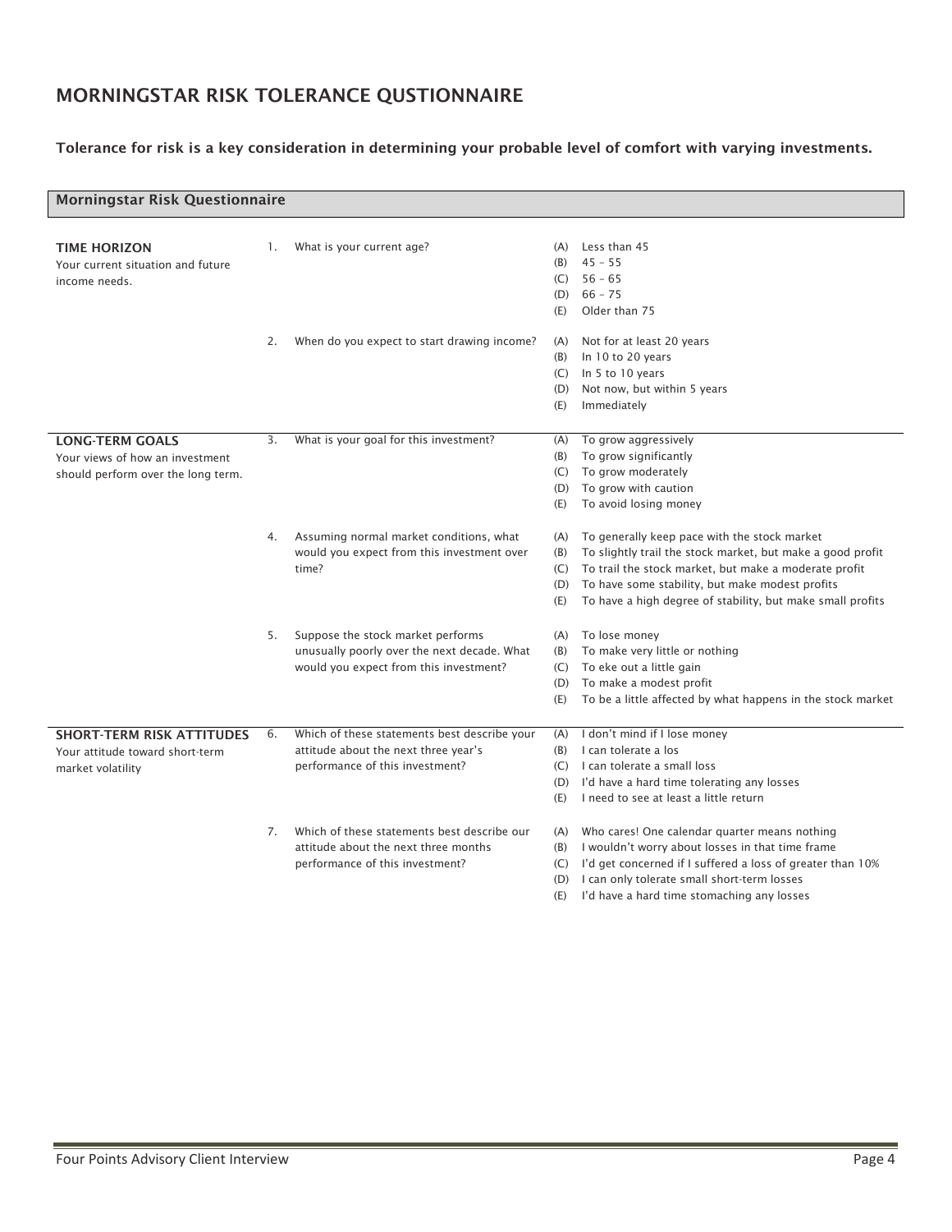# MORNINGSTAR RISK TOLERANCE QUSTIONNAIRE

**Tolerance for risk is a key consideration in determining your probable level of comfort with varying investments.**

## Morningstar Risk Questionnaire

### TIME HORIZON
Your current situation and future income needs.

1. What is your current age?
   - (A) Less than 45
   - (B) 45 – 55
   - (C) 56 – 65
   - (D) 66 – 75
   - (E) Older than 75

2. When do you expect to start drawing income?
   - (A) Not for at least 20 years
   - (B) In 10 to 20 years
   - (C) In 5 to 10 years
   - (D) Not now, but within 5 years
   - (E) Immediately

### LONG-TERM GOALS
Your views of how an investment should perform over the long term.

3. What is your goal for this investment?
   - (A) To grow aggressively
   - (B) To grow significantly
   - (C) To grow moderately
   - (D) To grow with caution
   - (E) To avoid losing money

4. Assuming normal market conditions, what would you expect from this investment over time?
   - (A) To generally keep pace with the stock market
   - (B) To slightly trail the stock market, but make a good profit
   - (C) To trail the stock market, but make a moderate profit
   - (D) To have some stability, but make modest profits
   - (E) To have a high degree of stability, but make small profits

5. Suppose the stock market performs unusually poorly over the next decade. What would you expect from this investment?
   - (A) To lose money
   - (B) To make very little or nothing
   - (C) To eke out a little gain
   - (D) To make a modest profit
   - (E) To be a little affected by what happens in the stock market

### SHORT-TERM RISK ATTITUDES
Your attitude toward short-term market volatility

6. Which of these statements best describe your attitude about the next three year's performance of this investment?
   - (A) I don't mind if I lose money
   - (B) I can tolerate a los
   - (C) I can tolerate a small loss
   - (D) I'd have a hard time tolerating any losses
   - (E) I need to see at least a little return

7. Which of these statements best describe our attitude about the next three months performance of this investment?
   - (A) Who cares! One calendar quarter means nothing
   - (B) I wouldn't worry about losses in that time frame
   - (C) I'd get concerned if I suffered a loss of greater than 10%
   - (D) I can only tolerate small short-term losses
   - (E) I'd have a hard time stomaching any losses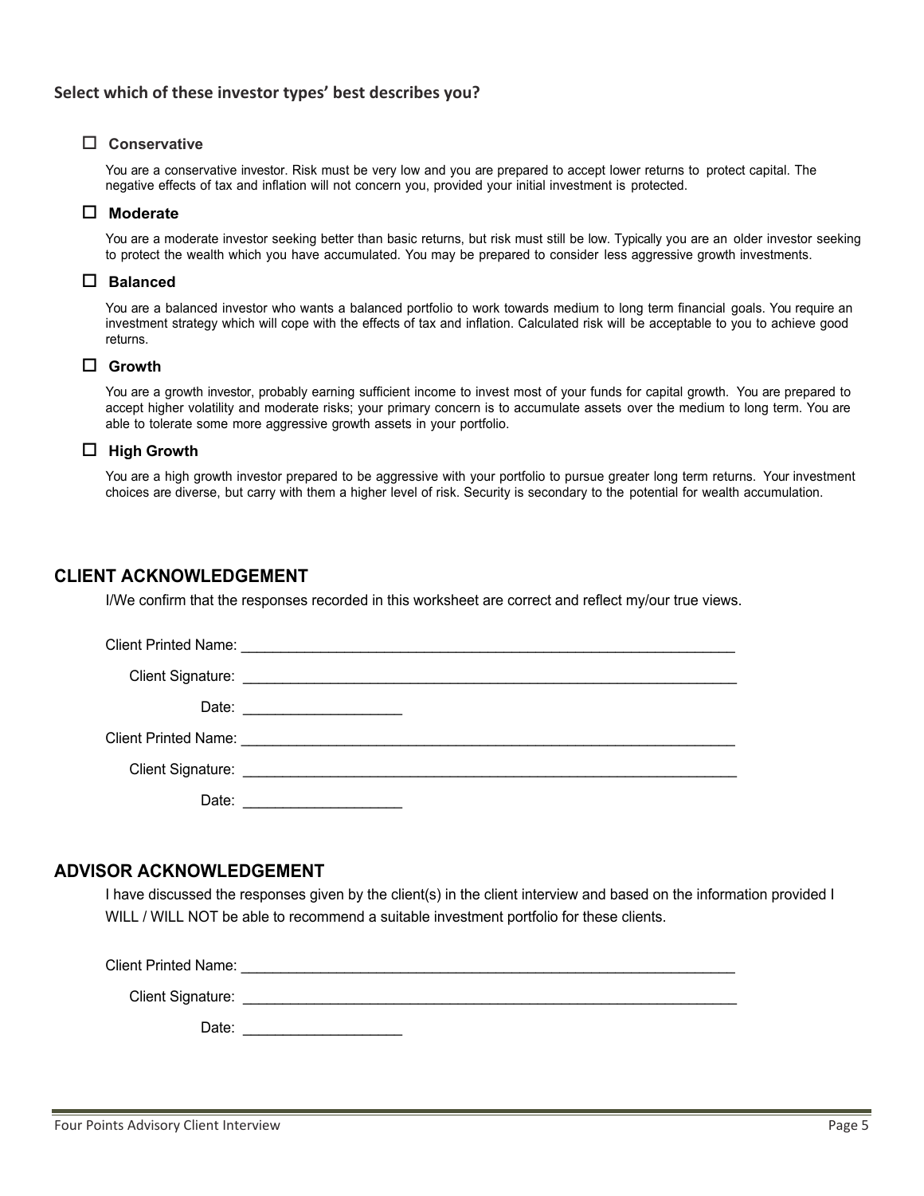**Select which of these investor types' best describes you?**

☐ **Conservative**

You are a conservative investor. Risk must be very low and you are prepared to accept lower returns to protect capital. The negative effects of tax and inflation will not concern you, provided your initial investment is protected.

☐ **Moderate**

You are a moderate investor seeking better than basic returns, but risk must still be low. Typically you are an older investor seeking to protect the wealth which you have accumulated. You may be prepared to consider less aggressive growth investments.

☐ **Balanced**

You are a balanced investor who wants a balanced portfolio to work towards medium to long term financial goals. You require an investment strategy which will cope with the effects of tax and inflation. Calculated risk will be acceptable to you to achieve good returns.

☐ **Growth**

You are a growth investor, probably earning sufficient income to invest most of your funds for capital growth. You are prepared to accept higher volatility and moderate risks; your primary concern is to accumulate assets over the medium to long term. You are able to tolerate some more aggressive growth assets in your portfolio.

☐ **High Growth**

You are a high growth investor prepared to be aggressive with your portfolio to pursue greater long term returns. Your investment choices are diverse, but carry with them a higher level of risk. Security is secondary to the potential for wealth accumulation.

## CLIENT ACKNOWLEDGEMENT

I/We confirm that the responses recorded in this worksheet are correct and reflect my/our true views.

Client Printed Name: ______________________________________________

Client Signature: ______________________________________________

Date: ____________________

Client Printed Name: ______________________________________________

Client Signature: ______________________________________________

Date: ____________________

## ADVISOR ACKNOWLEDGEMENT

I have discussed the responses given by the client(s) in the client interview and based on the information provided I WILL / WILL NOT be able to recommend a suitable investment portfolio for these clients.

Client Printed Name: ______________________________________________

Client Signature: ______________________________________________

Date: ____________________